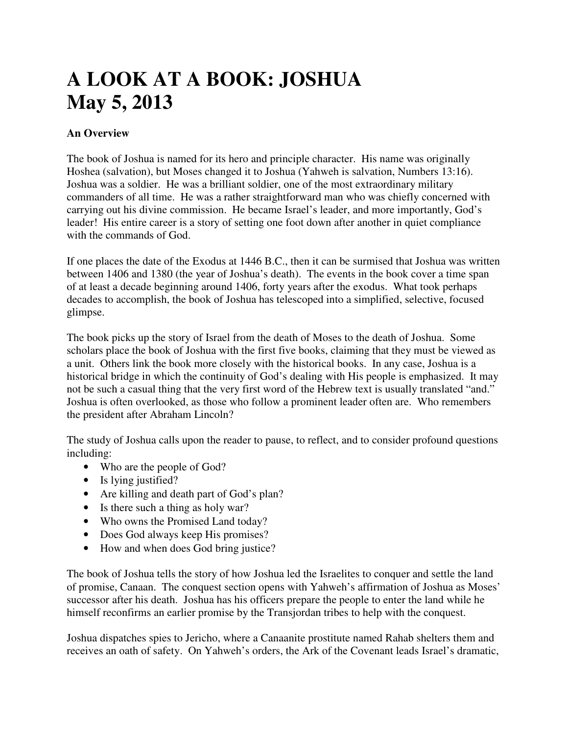# A LOOK AT A BOOK: JOSHUA
# May 5, 2013

**An Overview**

The book of Joshua is named for its hero and principle character. His name was originally Hoshea (salvation), but Moses changed it to Joshua (Yahweh is salvation, Numbers 13:16). Joshua was a soldier. He was a brilliant soldier, one of the most extraordinary military commanders of all time. He was a rather straightforward man who was chiefly concerned with carrying out his divine commission. He became Israel's leader, and more importantly, God's leader! His entire career is a story of setting one foot down after another in quiet compliance with the commands of God.

If one places the date of the Exodus at 1446 B.C., then it can be surmised that Joshua was written between 1406 and 1380 (the year of Joshua's death). The events in the book cover a time span of at least a decade beginning around 1406, forty years after the exodus. What took perhaps decades to accomplish, the book of Joshua has telescoped into a simplified, selective, focused glimpse.

The book picks up the story of Israel from the death of Moses to the death of Joshua. Some scholars place the book of Joshua with the first five books, claiming that they must be viewed as a unit. Others link the book more closely with the historical books. In any case, Joshua is a historical bridge in which the continuity of God's dealing with His people is emphasized. It may not be such a casual thing that the very first word of the Hebrew text is usually translated "and." Joshua is often overlooked, as those who follow a prominent leader often are. Who remembers the president after Abraham Lincoln?

The study of Joshua calls upon the reader to pause, to reflect, and to consider profound questions including:

- Who are the people of God?
- Is lying justified?
- Are killing and death part of God's plan?
- Is there such a thing as holy war?
- Who owns the Promised Land today?
- Does God always keep His promises?
- How and when does God bring justice?

The book of Joshua tells the story of how Joshua led the Israelites to conquer and settle the land of promise, Canaan. The conquest section opens with Yahweh's affirmation of Joshua as Moses' successor after his death. Joshua has his officers prepare the people to enter the land while he himself reconfirms an earlier promise by the Transjordan tribes to help with the conquest.

Joshua dispatches spies to Jericho, where a Canaanite prostitute named Rahab shelters them and receives an oath of safety. On Yahweh's orders, the Ark of the Covenant leads Israel's dramatic,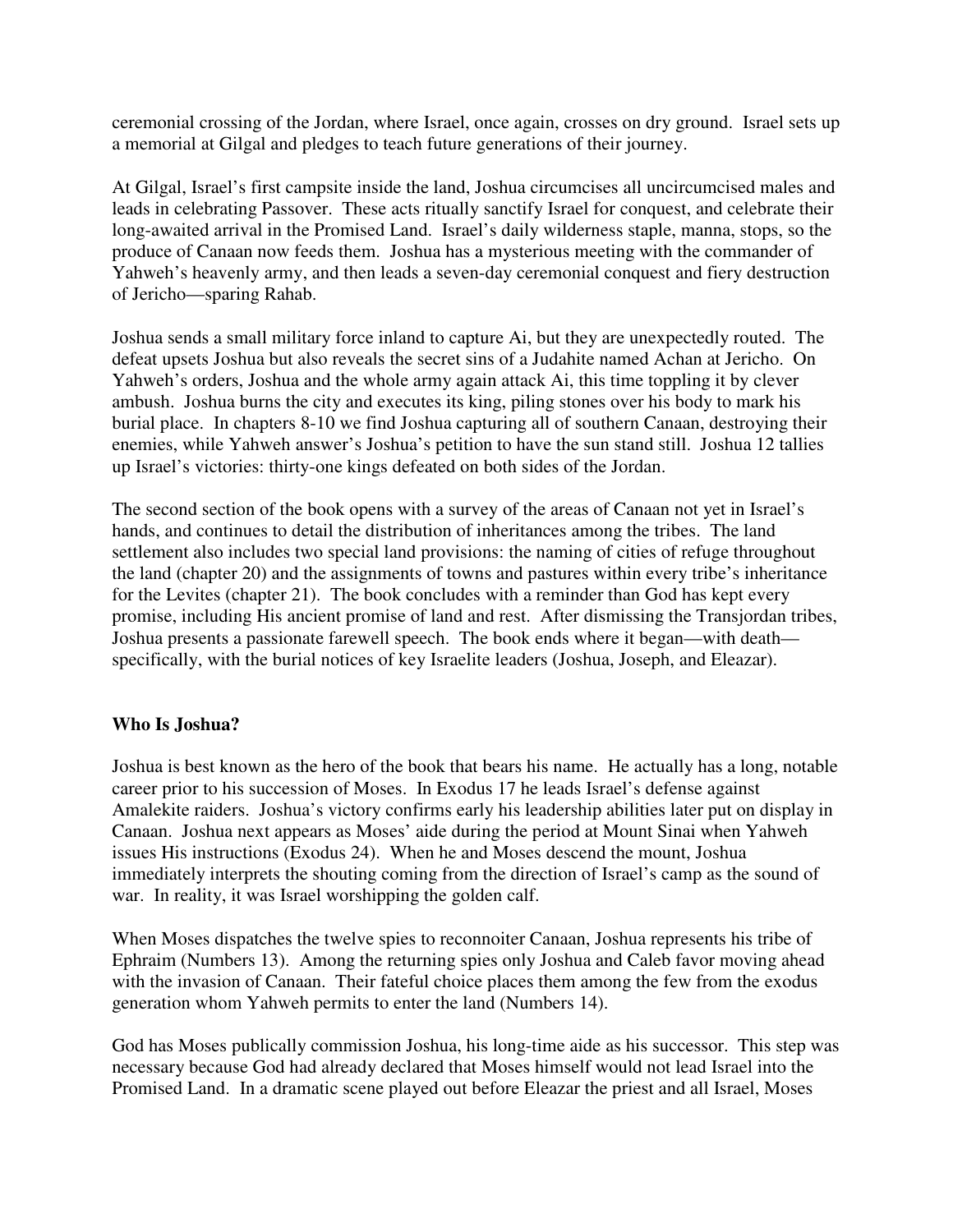ceremonial crossing of the Jordan, where Israel, once again, crosses on dry ground. Israel sets up a memorial at Gilgal and pledges to teach future generations of their journey.

At Gilgal, Israel's first campsite inside the land, Joshua circumcises all uncircumcised males and leads in celebrating Passover. These acts ritually sanctify Israel for conquest, and celebrate their long-awaited arrival in the Promised Land. Israel's daily wilderness staple, manna, stops, so the produce of Canaan now feeds them. Joshua has a mysterious meeting with the commander of Yahweh's heavenly army, and then leads a seven-day ceremonial conquest and fiery destruction of Jericho—sparing Rahab.

Joshua sends a small military force inland to capture Ai, but they are unexpectedly routed. The defeat upsets Joshua but also reveals the secret sins of a Judahite named Achan at Jericho. On Yahweh's orders, Joshua and the whole army again attack Ai, this time toppling it by clever ambush. Joshua burns the city and executes its king, piling stones over his body to mark his burial place. In chapters 8-10 we find Joshua capturing all of southern Canaan, destroying their enemies, while Yahweh answer's Joshua's petition to have the sun stand still. Joshua 12 tallies up Israel's victories: thirty-one kings defeated on both sides of the Jordan.

The second section of the book opens with a survey of the areas of Canaan not yet in Israel's hands, and continues to detail the distribution of inheritances among the tribes. The land settlement also includes two special land provisions: the naming of cities of refuge throughout the land (chapter 20) and the assignments of towns and pastures within every tribe's inheritance for the Levites (chapter 21). The book concludes with a reminder than God has kept every promise, including His ancient promise of land and rest. After dismissing the Transjordan tribes, Joshua presents a passionate farewell speech. The book ends where it began—with death—specifically, with the burial notices of key Israelite leaders (Joshua, Joseph, and Eleazar).

## Who Is Joshua?

Joshua is best known as the hero of the book that bears his name. He actually has a long, notable career prior to his succession of Moses. In Exodus 17 he leads Israel's defense against Amalekite raiders. Joshua's victory confirms early his leadership abilities later put on display in Canaan. Joshua next appears as Moses' aide during the period at Mount Sinai when Yahweh issues His instructions (Exodus 24). When he and Moses descend the mount, Joshua immediately interprets the shouting coming from the direction of Israel's camp as the sound of war. In reality, it was Israel worshipping the golden calf.

When Moses dispatches the twelve spies to reconnoiter Canaan, Joshua represents his tribe of Ephraim (Numbers 13). Among the returning spies only Joshua and Caleb favor moving ahead with the invasion of Canaan. Their fateful choice places them among the few from the exodus generation whom Yahweh permits to enter the land (Numbers 14).

God has Moses publically commission Joshua, his long-time aide as his successor. This step was necessary because God had already declared that Moses himself would not lead Israel into the Promised Land. In a dramatic scene played out before Eleazar the priest and all Israel, Moses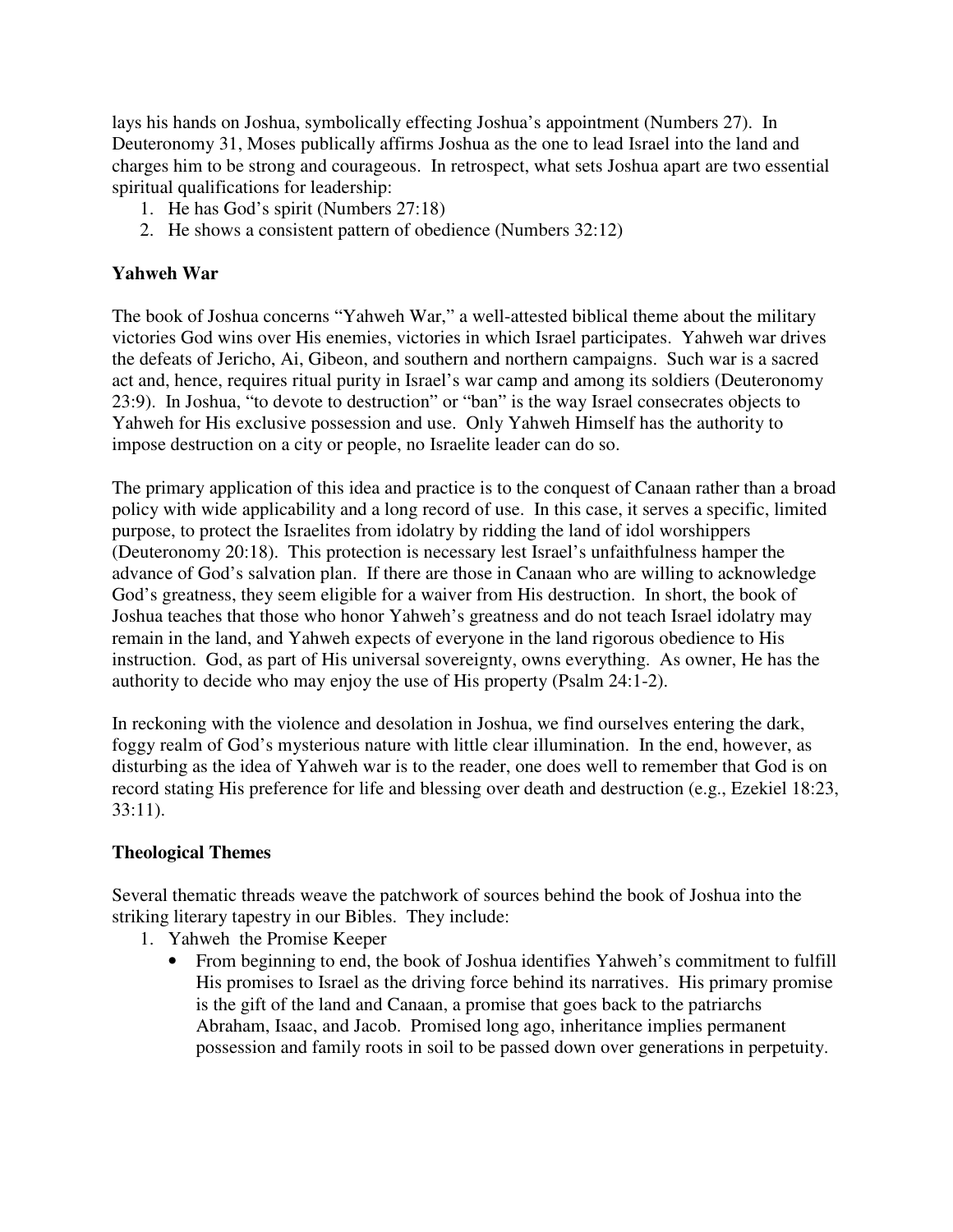lays his hands on Joshua, symbolically effecting Joshua's appointment (Numbers 27). In Deuteronomy 31, Moses publically affirms Joshua as the one to lead Israel into the land and charges him to be strong and courageous. In retrospect, what sets Joshua apart are two essential spiritual qualifications for leadership:

1. He has God's spirit (Numbers 27:18)
2. He shows a consistent pattern of obedience (Numbers 32:12)

**Yahweh War**

The book of Joshua concerns "Yahweh War," a well-attested biblical theme about the military victories God wins over His enemies, victories in which Israel participates. Yahweh war drives the defeats of Jericho, Ai, Gibeon, and southern and northern campaigns. Such war is a sacred act and, hence, requires ritual purity in Israel's war camp and among its soldiers (Deuteronomy 23:9). In Joshua, "to devote to destruction" or "ban" is the way Israel consecrates objects to Yahweh for His exclusive possession and use. Only Yahweh Himself has the authority to impose destruction on a city or people, no Israelite leader can do so.

The primary application of this idea and practice is to the conquest of Canaan rather than a broad policy with wide applicability and a long record of use. In this case, it serves a specific, limited purpose, to protect the Israelites from idolatry by ridding the land of idol worshippers (Deuteronomy 20:18). This protection is necessary lest Israel's unfaithfulness hamper the advance of God's salvation plan. If there are those in Canaan who are willing to acknowledge God's greatness, they seem eligible for a waiver from His destruction. In short, the book of Joshua teaches that those who honor Yahweh's greatness and do not teach Israel idolatry may remain in the land, and Yahweh expects of everyone in the land rigorous obedience to His instruction. God, as part of His universal sovereignty, owns everything. As owner, He has the authority to decide who may enjoy the use of His property (Psalm 24:1-2).

In reckoning with the violence and desolation in Joshua, we find ourselves entering the dark, foggy realm of God's mysterious nature with little clear illumination. In the end, however, as disturbing as the idea of Yahweh war is to the reader, one does well to remember that God is on record stating His preference for life and blessing over death and destruction (e.g., Ezekiel 18:23, 33:11).

**Theological Themes**

Several thematic threads weave the patchwork of sources behind the book of Joshua into the striking literary tapestry in our Bibles. They include:

1. Yahweh the Promise Keeper
   - From beginning to end, the book of Joshua identifies Yahweh's commitment to fulfill His promises to Israel as the driving force behind its narratives. His primary promise is the gift of the land and Canaan, a promise that goes back to the patriarchs Abraham, Isaac, and Jacob. Promised long ago, inheritance implies permanent possession and family roots in soil to be passed down over generations in perpetuity.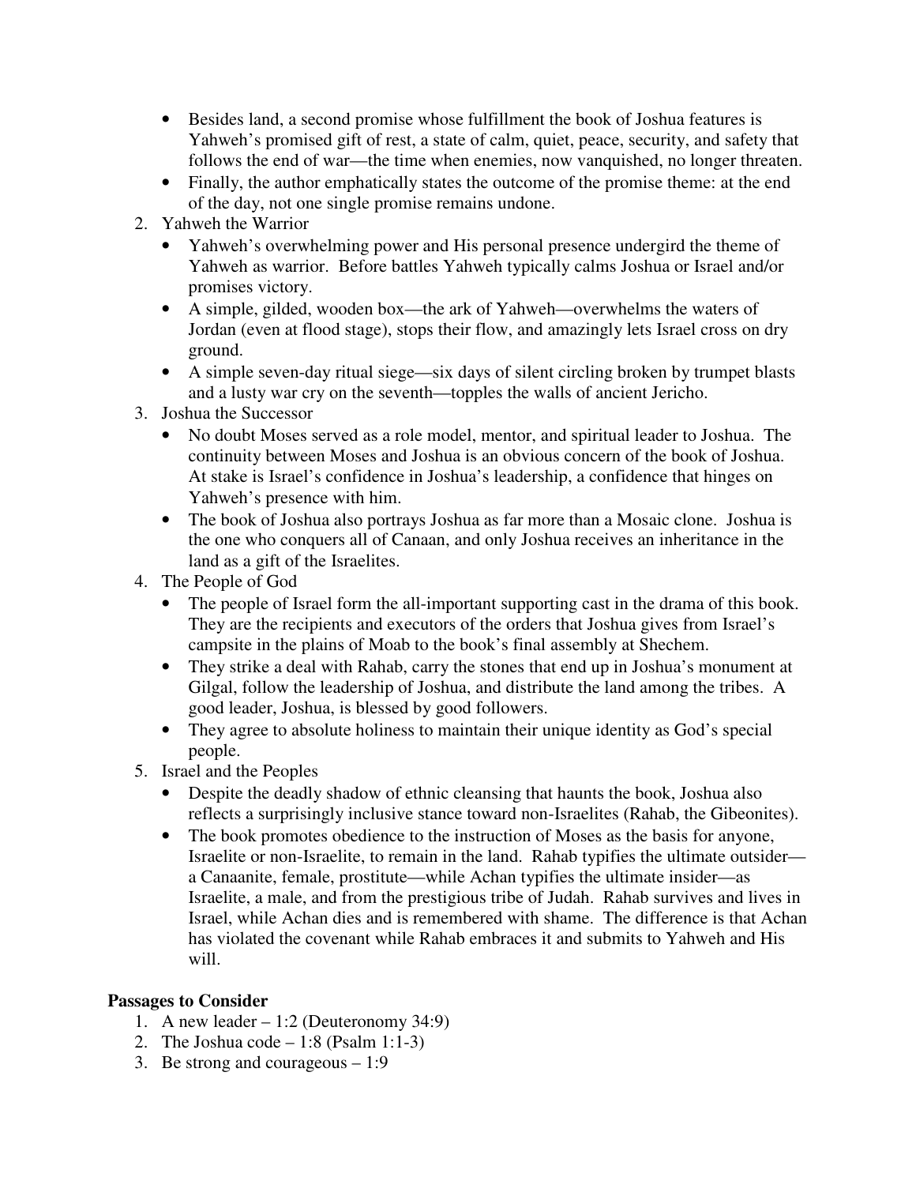- Besides land, a second promise whose fulfillment the book of Joshua features is Yahweh's promised gift of rest, a state of calm, quiet, peace, security, and safety that follows the end of war—the time when enemies, now vanquished, no longer threaten.
- Finally, the author emphatically states the outcome of the promise theme: at the end of the day, not one single promise remains undone.

2. Yahweh the Warrior
   - Yahweh's overwhelming power and His personal presence undergird the theme of Yahweh as warrior. Before battles Yahweh typically calms Joshua or Israel and/or promises victory.
   - A simple, gilded, wooden box—the ark of Yahweh—overwhelms the waters of Jordan (even at flood stage), stops their flow, and amazingly lets Israel cross on dry ground.
   - A simple seven-day ritual siege—six days of silent circling broken by trumpet blasts and a lusty war cry on the seventh—topples the walls of ancient Jericho.
3. Joshua the Successor
   - No doubt Moses served as a role model, mentor, and spiritual leader to Joshua. The continuity between Moses and Joshua is an obvious concern of the book of Joshua. At stake is Israel's confidence in Joshua's leadership, a confidence that hinges on Yahweh's presence with him.
   - The book of Joshua also portrays Joshua as far more than a Mosaic clone. Joshua is the one who conquers all of Canaan, and only Joshua receives an inheritance in the land as a gift of the Israelites.
4. The People of God
   - The people of Israel form the all-important supporting cast in the drama of this book. They are the recipients and executors of the orders that Joshua gives from Israel's campsite in the plains of Moab to the book's final assembly at Shechem.
   - They strike a deal with Rahab, carry the stones that end up in Joshua's monument at Gilgal, follow the leadership of Joshua, and distribute the land among the tribes. A good leader, Joshua, is blessed by good followers.
   - They agree to absolute holiness to maintain their unique identity as God's special people.
5. Israel and the Peoples
   - Despite the deadly shadow of ethnic cleansing that haunts the book, Joshua also reflects a surprisingly inclusive stance toward non-Israelites (Rahab, the Gibeonites).
   - The book promotes obedience to the instruction of Moses as the basis for anyone, Israelite or non-Israelite, to remain in the land. Rahab typifies the ultimate outsider—a Canaanite, female, prostitute—while Achan typifies the ultimate insider—as Israelite, a male, and from the prestigious tribe of Judah. Rahab survives and lives in Israel, while Achan dies and is remembered with shame. The difference is that Achan has violated the covenant while Rahab embraces it and submits to Yahweh and His will.

**Passages to Consider**

1. A new leader – 1:2 (Deuteronomy 34:9)
2. The Joshua code – 1:8 (Psalm 1:1-3)
3. Be strong and courageous – 1:9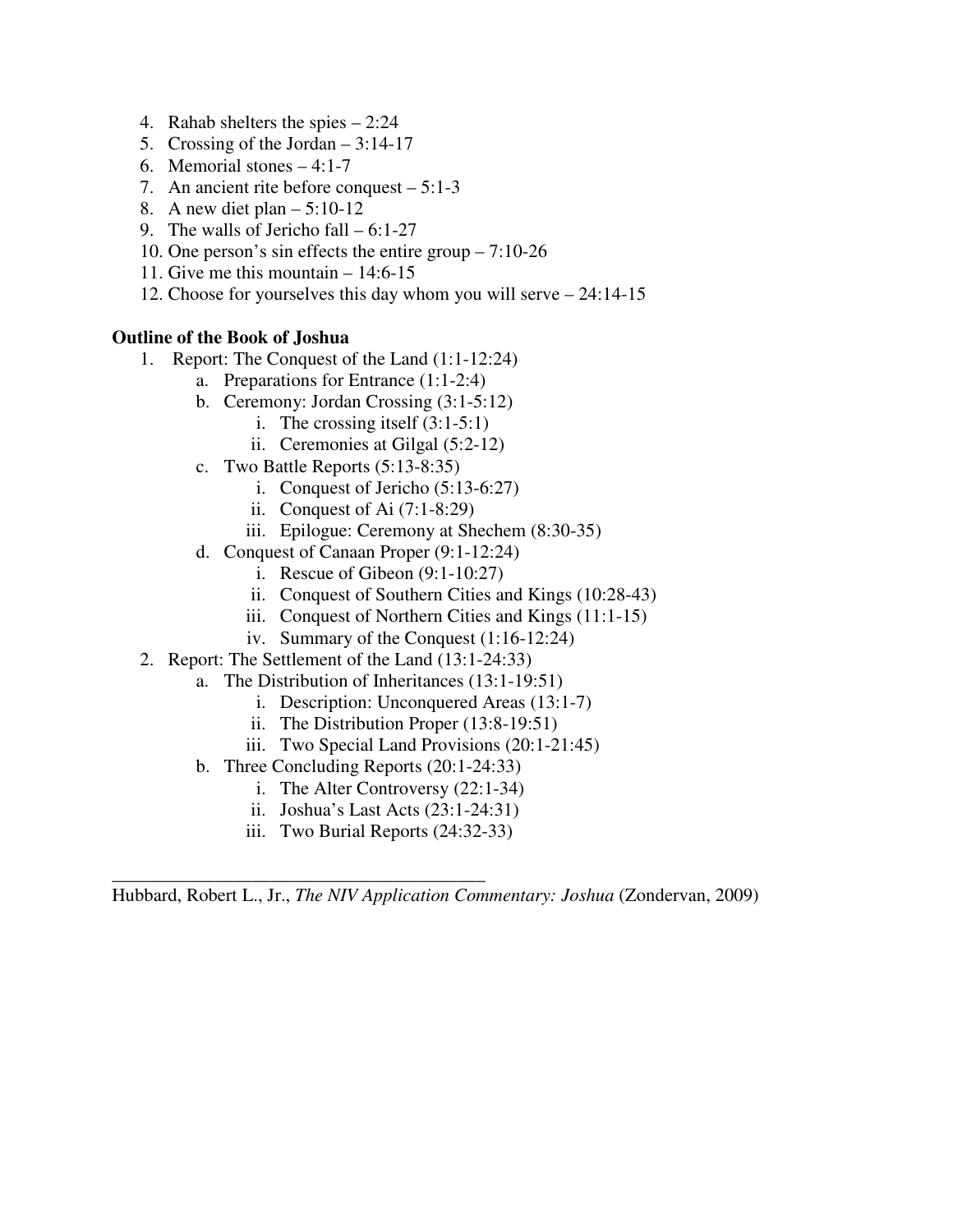4. Rahab shelters the spies – 2:24
5. Crossing of the Jordan – 3:14-17
6. Memorial stones – 4:1-7
7. An ancient rite before conquest – 5:1-3
8. A new diet plan – 5:10-12
9. The walls of Jericho fall – 6:1-27
10. One person's sin effects the entire group – 7:10-26
11. Give me this mountain – 14:6-15
12. Choose for yourselves this day whom you will serve – 24:14-15

**Outline of the Book of Joshua**

1. Report: The Conquest of the Land (1:1-12:24)
    a. Preparations for Entrance (1:1-2:4)
    b. Ceremony: Jordan Crossing (3:1-5:12)
        i. The crossing itself (3:1-5:1)
        ii. Ceremonies at Gilgal (5:2-12)
    c. Two Battle Reports (5:13-8:35)
        i. Conquest of Jericho (5:13-6:27)
        ii. Conquest of Ai (7:1-8:29)
        iii. Epilogue: Ceremony at Shechem (8:30-35)
    d. Conquest of Canaan Proper (9:1-12:24)
        i. Rescue of Gibeon (9:1-10:27)
        ii. Conquest of Southern Cities and Kings (10:28-43)
        iii. Conquest of Northern Cities and Kings (11:1-15)
        iv. Summary of the Conquest (1:16-12:24)
2. Report: The Settlement of the Land (13:1-24:33)
    a. The Distribution of Inheritances (13:1-19:51)
        i. Description: Unconquered Areas (13:1-7)
        ii. The Distribution Proper (13:8-19:51)
        iii. Two Special Land Provisions (20:1-21:45)
    b. Three Concluding Reports (20:1-24:33)
        i. The Alter Controversy (22:1-34)
        ii. Joshua's Last Acts (23:1-24:31)
        iii. Two Burial Reports (24:32-33)

---

Hubbard, Robert L., Jr., *The NIV Application Commentary: Joshua* (Zondervan, 2009)